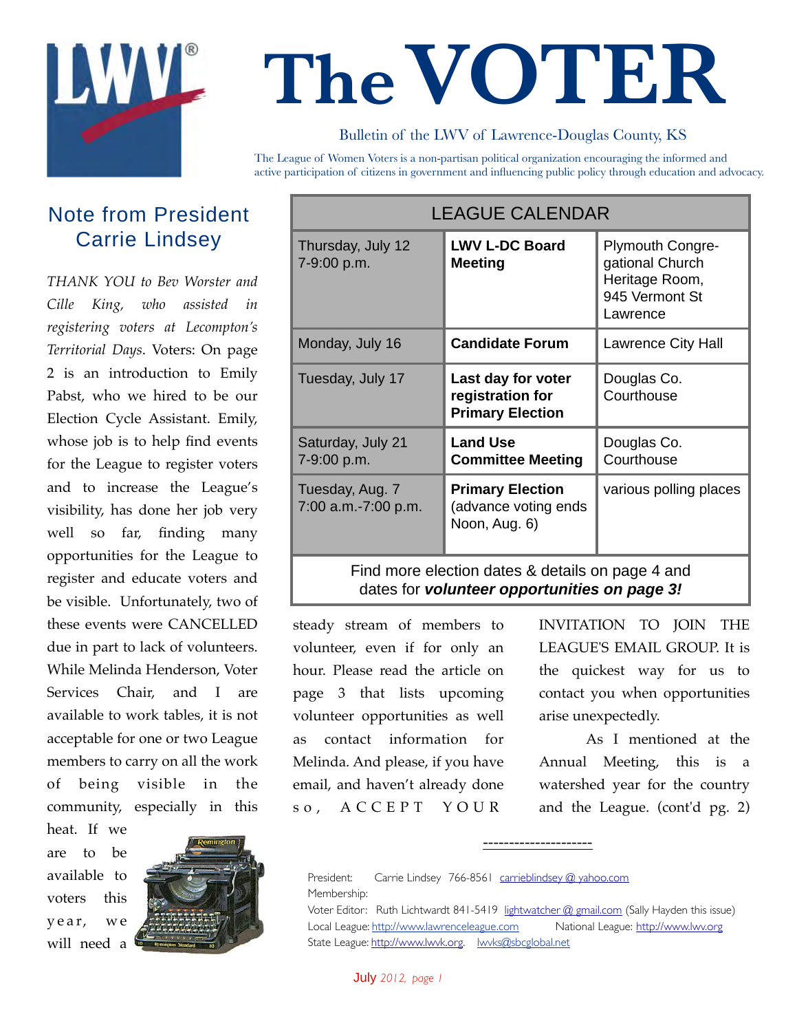# The VOTER

Bulletin of the LWV of Lawrence-Douglas County, KS

The League of Women Voters is a non-partisan political organization encouraging the informed and active participation of citizens in government and influencing public policy through education and advocacy.

## Note from President Carrie Lindsey

*THANK YOU to Bev Worster and Cille King, who assisted in registering voters at Lecompton's Territorial Days*. Voters: On page 2 is an introduction to Emily Pabst, who we hired to be our Election Cycle Assistant. Emily, whose job is to help find events for the League to register voters and to increase the League's visibility, has done her job very well so far, finding many opportunities for the League to register and educate voters and be visible. Unfortunately, two of these events were CANCELLED due in part to lack of volunteers. While Melinda Henderson, Voter Services Chair, and I are available to work tables, it is not acceptable for one or two League members to carry on all the work of being visible in the community, especially in this heat. If we are to be available to voters this year, we will need a steady stream of members to volunteer, even if for only an hour. Please read the article on page 3 that lists upcoming volunteer opportunities as well as contact information for Melinda. And please, if you have email, and haven't already done so, ACCEPT YOUR INVITATION TO JOIN THE LEAGUE'S EMAIL GROUP. It is the quickest way for us to contact you when opportunities arise unexpectedly.

As I mentioned at the Annual Meeting, this is a watershed year for the country and the League. (cont'd pg. 2)

## LEAGUE CALENDAR

| Date | Event | Location |
|---|---|---|
| Thursday, July 12<br>7-9:00 p.m. | **LWV L-DC Board Meeting** | Plymouth Congregational Church Heritage Room, 945 Vermont St Lawrence |
| Monday, July 16 | **Candidate Forum** | Lawrence City Hall |
| Tuesday, July 17 | **Last day for voter registration for Primary Election** | Douglas Co. Courthouse |
| Saturday, July 21<br>7-9:00 p.m. | **Land Use Committee Meeting** | Douglas Co. Courthouse |
| Tuesday, Aug. 7<br>7:00 a.m.-7:00 p.m. | **Primary Election** (advance voting ends Noon, Aug. 6) | various polling places |

Find more election dates & details on page 4 and dates for ***volunteer opportunities on page 3!***

---

President: Carrie Lindsey 766-8561 carrieblindsey @ yahoo.com
Membership:
Voter Editor: Ruth Lichtwardt 841-5419 lightwatcher @ gmail.com (Sally Hayden this issue)
Local League: http://www.lawrenceleague.com National League: http://www.lwv.org
State League: http://www.lwvk.org. lwvks@sbcglobal.net

July 2012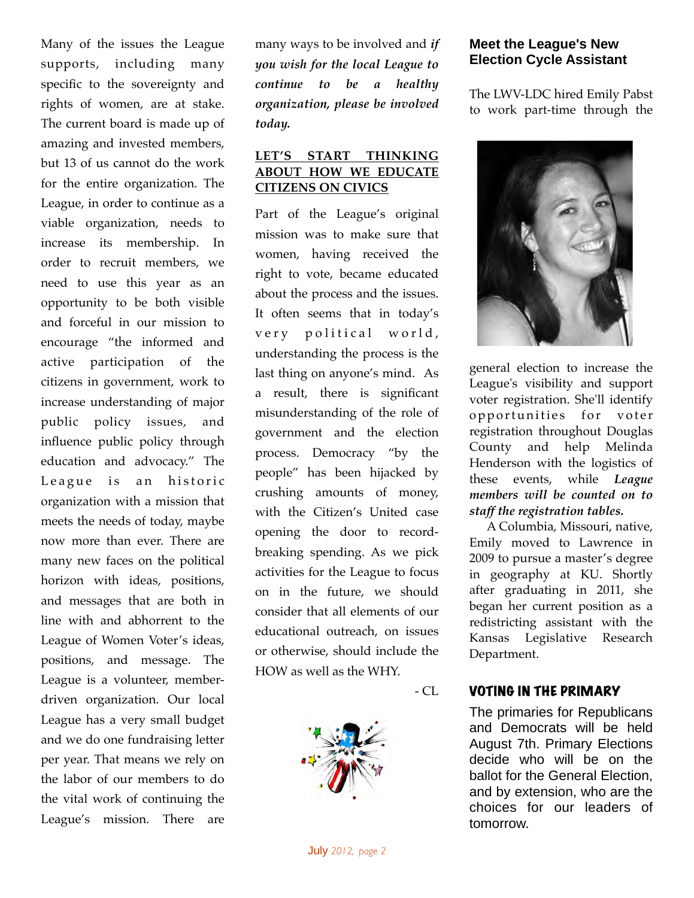Many of the issues the League supports, including many specific to the sovereignty and rights of women, are at stake. The current board is made up of amazing and invested members, but 13 of us cannot do the work for the entire organization. The League, in order to continue as a viable organization, needs to increase its membership. In order to recruit members, we need to use this year as an opportunity to be both visible and forceful in our mission to encourage "the informed and active participation of the citizens in government, work to increase understanding of major public policy issues, and influence public policy through education and advocacy." The League is an historic organization with a mission that meets the needs of today, maybe now more than ever. There are many new faces on the political horizon with ideas, positions, and messages that are both in line with and abhorrent to the League of Women Voter's ideas, positions, and message. The League is a volunteer, member-driven organization. Our local League has a very small budget and we do one fundraising letter per year. That means we rely on the labor of our members to do the vital work of continuing the League's mission. There are many ways to be involved and ***if you wish for the local League to continue to be a healthy organization, please be involved today.***

## LET'S START THINKING ABOUT HOW WE EDUCATE CITIZENS ON CIVICS

Part of the League's original mission was to make sure that women, having received the right to vote, became educated about the process and the issues. It often seems that in today's very political world, understanding the process is the last thing on anyone's mind. As a result, there is significant misunderstanding of the role of government and the election process. Democracy "by the people" has been hijacked by crushing amounts of money, with the Citizen's United case opening the door to record-breaking spending. As we pick activities for the League to focus on in the future, we should consider that all elements of our educational outreach, on issues or otherwise, should include the HOW as well as the WHY.

- CL

## Meet the League's New Election Cycle Assistant

The LWV-LDC hired Emily Pabst to work part-time through the general election to increase the League's visibility and support voter registration. She'll identify opportunities for voter registration throughout Douglas County and help Melinda Henderson with the logistics of these events, while ***League members will be counted on to staff the registration tables.***

A Columbia, Missouri, native, Emily moved to Lawrence in 2009 to pursue a master's degree in geography at KU. Shortly after graduating in 2011, she began her current position as a redistricting assistant with the Kansas Legislative Research Department.

## VOTING IN THE PRIMARY

The primaries for Republicans and Democrats will be held August 7th. Primary Elections decide who will be on the ballot for the General Election, and by extension, who are the choices for our leaders of tomorrow.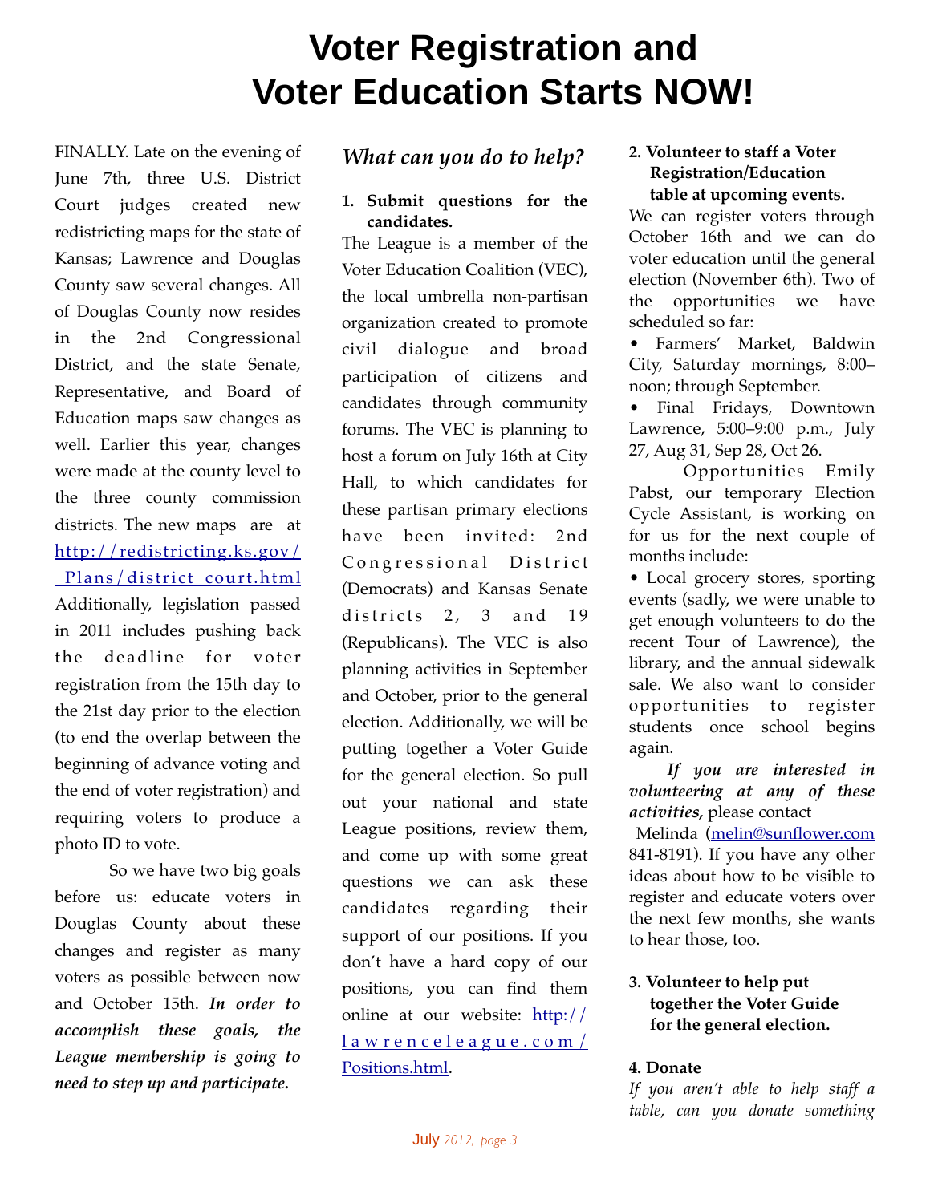# Voter Registration and Voter Education Starts NOW!

FINALLY. Late on the evening of June 7th, three U.S. District Court judges created new redistricting maps for the state of Kansas; Lawrence and Douglas County saw several changes. All of Douglas County now resides in the 2nd Congressional District, and the state Senate, Representative, and Board of Education maps saw changes as well. Earlier this year, changes were made at the county level to the three county commission districts. The new maps are at [http://redistricting.ks.gov/_Plans/district_court.html](http://redistricting.ks.gov/_Plans/district_court.html) Additionally, legislation passed in 2011 includes pushing back the deadline for voter registration from the 15th day to the 21st day prior to the election (to end the overlap between the beginning of advance voting and the end of voter registration) and requiring voters to produce a photo ID to vote.

So we have two big goals before us: educate voters in Douglas County about these changes and register as many voters as possible between now and October 15th. ***In order to accomplish these goals, the League membership is going to need to step up and participate.***

## *What can you do to help?*

**1. Submit questions for the candidates.**

The League is a member of the Voter Education Coalition (VEC), the local umbrella non-partisan organization created to promote civil dialogue and broad participation of citizens and candidates through community forums. The VEC is planning to host a forum on July 16th at City Hall, to which candidates for these partisan primary elections have been invited: 2nd Congressional District (Democrats) and Kansas Senate districts 2, 3 and 19 (Republicans). The VEC is also planning activities in September and October, prior to the general election. Additionally, we will be putting together a Voter Guide for the general election. So pull out your national and state League positions, review them, and come up with some great questions we can ask these candidates regarding their support of our positions. If you don't have a hard copy of our positions, you can find them online at our website: [http://lawrenceleague.com/Positions.html](http://lawrenceleague.com/Positions.html).

**2. Volunteer to staff a Voter Registration/Education table at upcoming events.**

We can register voters through October 16th and we can do voter education until the general election (November 6th). Two of the opportunities we have scheduled so far:

- Farmers' Market, Baldwin City, Saturday mornings, 8:00–noon; through September.
- Final Fridays, Downtown Lawrence, 5:00–9:00 p.m., July 27, Aug 31, Sep 28, Oct 26.

Opportunities Emily Pabst, our temporary Election Cycle Assistant, is working on for us for the next couple of months include:

- Local grocery stores, sporting events (sadly, we were unable to get enough volunteers to do the recent Tour of Lawrence), the library, and the annual sidewalk sale. We also want to consider opportunities to register students once school begins again.

***If you are interested in volunteering at any of these activities,*** please contact Melinda ([melin@sunflower.com](mailto:melin@sunflower.com) 841-8191). If you have any other ideas about how to be visible to register and educate voters over the next few months, she wants to hear those, too.

**3. Volunteer to help put together the Voter Guide for the general election.**

**4. Donate**

*If you aren't able to help staff a table, can you donate something*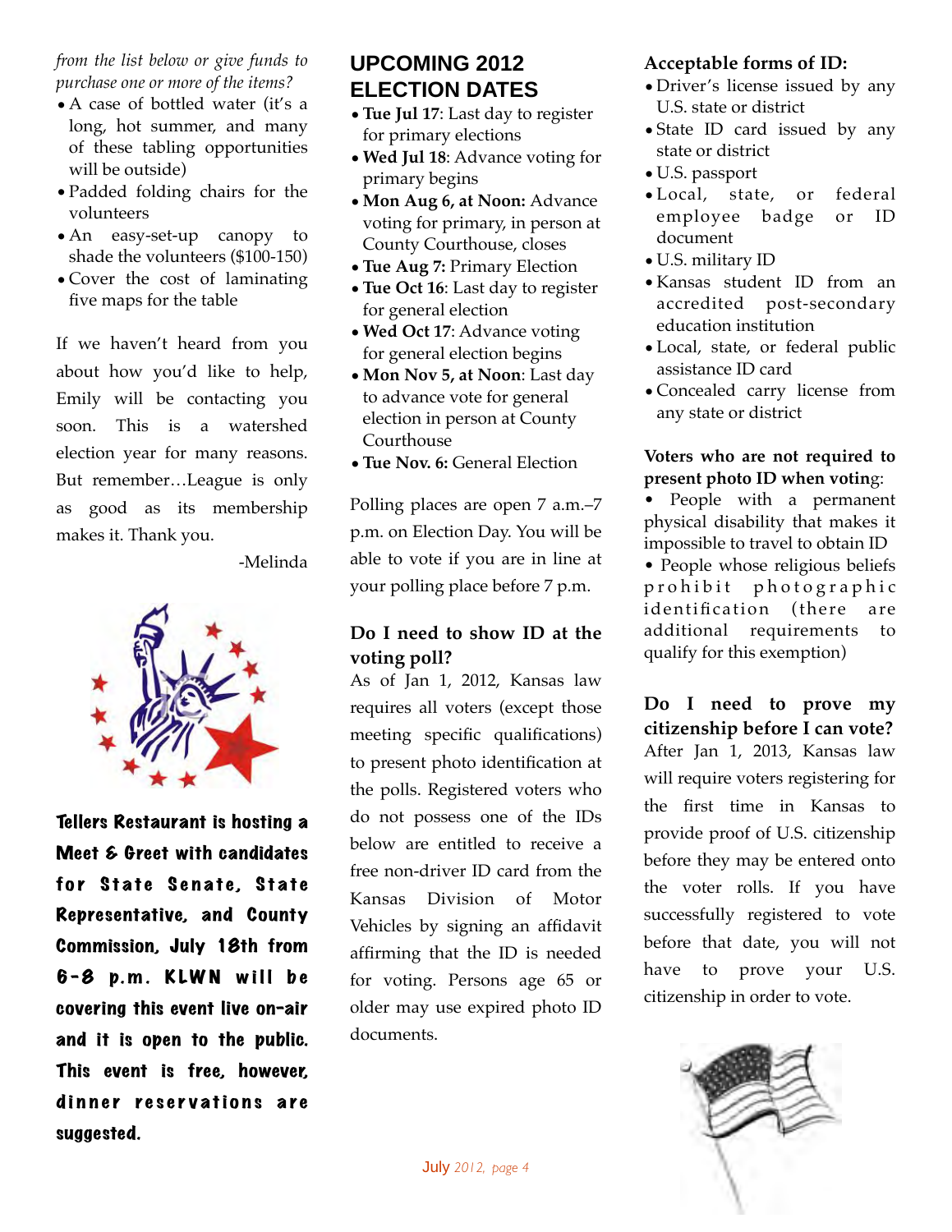*from the list below or give funds to purchase one or more of the items?*

- A case of bottled water (it's a long, hot summer, and many of these tabling opportunities will be outside)
- Padded folding chairs for the volunteers
- An easy-set-up canopy to shade the volunteers ($100-150)
- Cover the cost of laminating five maps for the table

If we haven't heard from you about how you'd like to help, Emily will be contacting you soon. This is a watershed election year for many reasons. But remember…League is only as good as its membership makes it. Thank you.

-Melinda

**Tellers Restaurant is hosting a Meet & Greet with candidates for State Senate, State Representative, and County Commission, July 18th from 6-8 p.m. KLWN will be covering this event live on-air and it is open to the public. This event is free, however, dinner reservations are suggested.**

## UPCOMING 2012 ELECTION DATES

- **Tue Jul 17**: Last day to register for primary elections
- **Wed Jul 18**: Advance voting for primary begins
- **Mon Aug 6, at Noon:** Advance voting for primary, in person at County Courthouse, closes
- **Tue Aug 7:** Primary Election
- **Tue Oct 16**: Last day to register for general election
- **Wed Oct 17**: Advance voting for general election begins
- **Mon Nov 5, at Noon**: Last day to advance vote for general election in person at County Courthouse
- **Tue Nov. 6:** General Election

Polling places are open 7 a.m.–7 p.m. on Election Day. You will be able to vote if you are in line at your polling place before 7 p.m.

### Do I need to show ID at the voting poll?

As of Jan 1, 2012, Kansas law requires all voters (except those meeting specific qualifications) to present photo identification at the polls. Registered voters who do not possess one of the IDs below are entitled to receive a free non-driver ID card from the Kansas Division of Motor Vehicles by signing an affidavit affirming that the ID is needed for voting. Persons age 65 or older may use expired photo ID documents.

### Acceptable forms of ID:

- Driver's license issued by any U.S. state or district
- State ID card issued by any state or district
- U.S. passport
- Local, state, or federal employee badge or ID document
- U.S. military ID
- Kansas student ID from an accredited post-secondary education institution
- Local, state, or federal public assistance ID card
- Concealed carry license from any state or district

**Voters who are not required to present photo ID when voting**:

- People with a permanent physical disability that makes it impossible to travel to obtain ID
- People whose religious beliefs prohibit photographic identification (there are additional requirements to qualify for this exemption)

### Do I need to prove my citizenship before I can vote?

After Jan 1, 2013, Kansas law will require voters registering for the first time in Kansas to provide proof of U.S. citizenship before they may be entered onto the voter rolls. If you have successfully registered to vote before that date, you will not have to prove your U.S. citizenship in order to vote.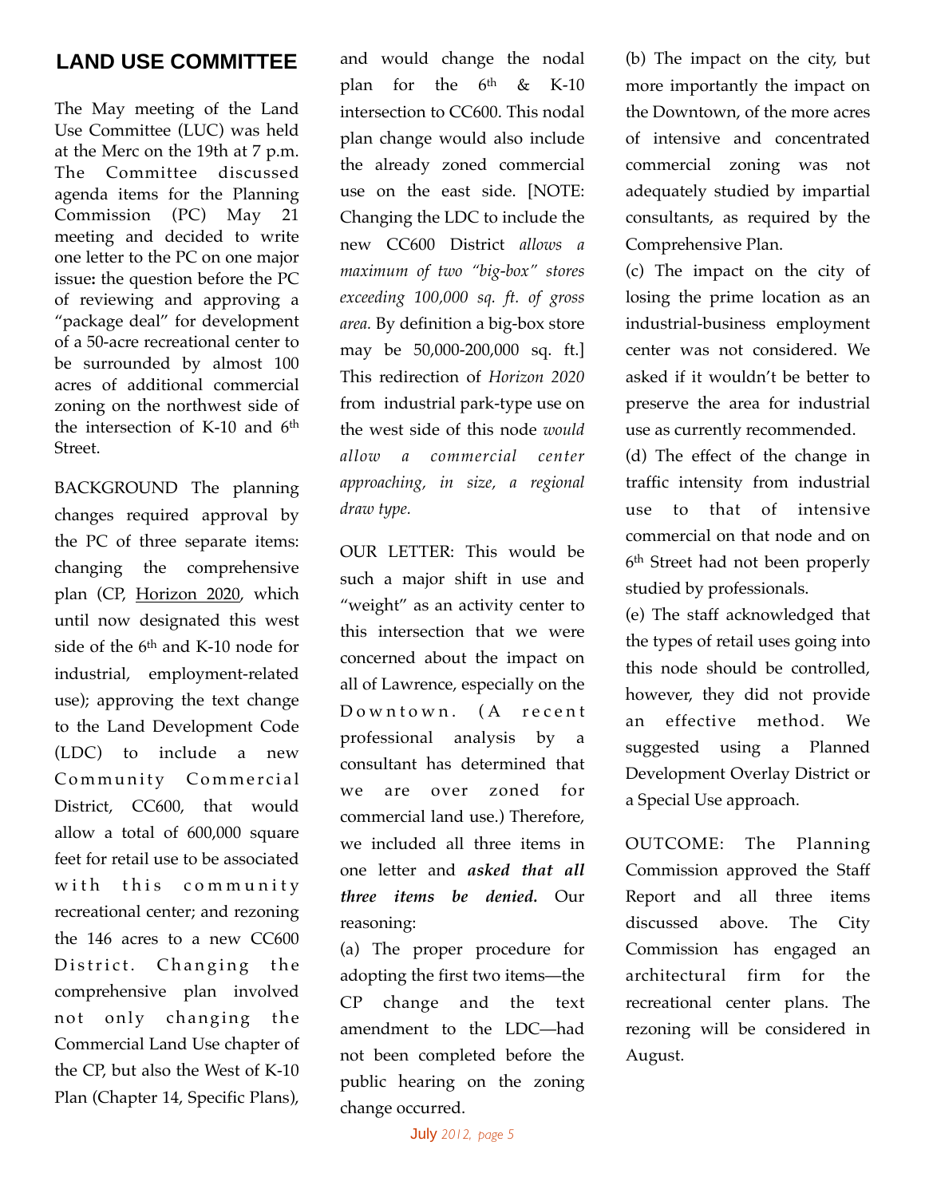## LAND USE COMMITTEE

The May meeting of the Land Use Committee (LUC) was held at the Merc on the 19th at 7 p.m. The Committee discussed agenda items for the Planning Commission (PC) May 21 meeting and decided to write one letter to the PC on one major issue**:** the question before the PC of reviewing and approving a "package deal" for development of a 50-acre recreational center to be surrounded by almost 100 acres of additional commercial zoning on the northwest side of the intersection of K-10 and 6th Street.

BACKGROUND The planning changes required approval by the PC of three separate items: changing the comprehensive plan (CP, Horizon 2020, which until now designated this west side of the 6th and K-10 node for industrial, employment-related use); approving the text change to the Land Development Code (LDC) to include a new Community Commercial District, CC600, that would allow a total of 600,000 square feet for retail use to be associated with this community recreational center; and rezoning the 146 acres to a new CC600 District. Changing the comprehensive plan involved not only changing the Commercial Land Use chapter of the CP, but also the West of K-10 Plan (Chapter 14, Specific Plans), and would change the nodal plan for the 6th & K-10 intersection to CC600. This nodal plan change would also include the already zoned commercial use on the east side. [NOTE: Changing the LDC to include the new CC600 District *allows a maximum of two "big-box" stores exceeding 100,000 sq. ft. of gross area.* By definition a big-box store may be 50,000-200,000 sq. ft.] This redirection of *Horizon 2020* from industrial park-type use on the west side of this node *would allow a commercial center approaching, in size, a regional draw type.*

OUR LETTER: This would be such a major shift in use and "weight" as an activity center to this intersection that we were concerned about the impact on all of Lawrence, especially on the Downtown. (A recent professional analysis by a consultant has determined that we are over zoned for commercial land use.) Therefore, we included all three items in one letter and ***asked that all three items be denied.*** Our reasoning:

(a) The proper procedure for adopting the first two items—the CP change and the text amendment to the LDC—had not been completed before the public hearing on the zoning change occurred.

(b) The impact on the city, but more importantly the impact on the Downtown, of the more acres of intensive and concentrated commercial zoning was not adequately studied by impartial consultants, as required by the Comprehensive Plan.

(c) The impact on the city of losing the prime location as an industrial-business employment center was not considered. We asked if it wouldn't be better to preserve the area for industrial use as currently recommended.

(d) The effect of the change in traffic intensity from industrial use to that of intensive commercial on that node and on 6th Street had not been properly studied by professionals.

(e) The staff acknowledged that the types of retail uses going into this node should be controlled, however, they did not provide an effective method. We suggested using a Planned Development Overlay District or a Special Use approach.

OUTCOME: The Planning Commission approved the Staff Report and all three items discussed above. The City Commission has engaged an architectural firm for the recreational center plans. The rezoning will be considered in August.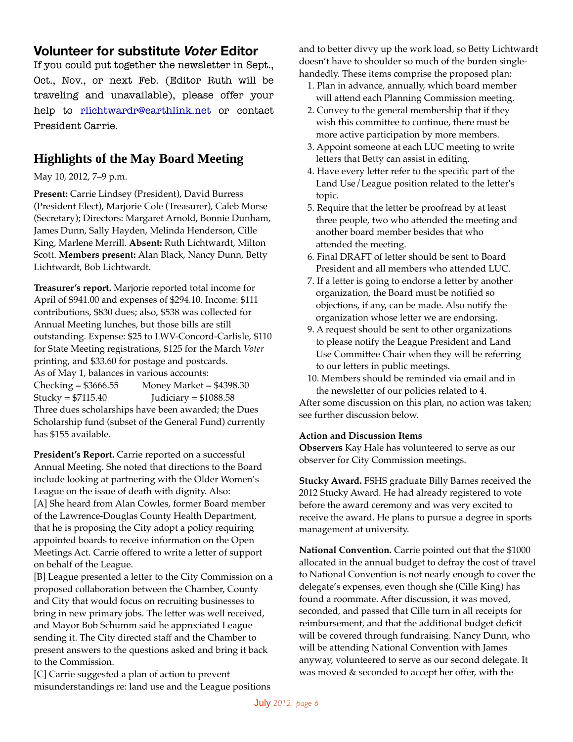## Volunteer for substitute *Voter* Editor

If you could put together the newsletter in Sept., Oct., Nov., or next Feb. (Editor Ruth will be traveling and unavailable), please offer your help to rlichtwardr@earthlink.net or contact President Carrie.

## Highlights of the May Board Meeting

May 10, 2012, 7–9 p.m.

**Present:** Carrie Lindsey (President), David Burress (President Elect), Marjorie Cole (Treasurer), Caleb Morse (Secretary); Directors: Margaret Arnold, Bonnie Dunham, James Dunn, Sally Hayden, Melinda Henderson, Cille King, Marlene Merrill. **Absent:** Ruth Lichtwardt, Milton Scott. **Members present:** Alan Black, Nancy Dunn, Betty Lichtwardt, Bob Lichtwardt.

**Treasurer's report.** Marjorie reported total income for April of $941.00 and expenses of $294.10. Income: $111 contributions, $830 dues; also, $538 was collected for Annual Meeting lunches, but those bills are still outstanding. Expense: $25 to LWV-Concord-Carlisle, $110 for State Meeting registrations, $125 for the March *Voter* printing, and $33.60 for postage and postcards.
As of May 1, balances in various accounts:
Checking = $3666.55 Money Market = $4398.30
Stucky = $7115.40 Judiciary = $1088.58
Three dues scholarships have been awarded; the Dues Scholarship fund (subset of the General Fund) currently has $155 available.

**President's Report.** Carrie reported on a successful Annual Meeting. She noted that directions to the Board include looking at partnering with the Older Women's League on the issue of death with dignity. Also:
[A] She heard from Alan Cowles, former Board member of the Lawrence-Douglas County Health Department, that he is proposing the City adopt a policy requiring appointed boards to receive information on the Open Meetings Act. Carrie offered to write a letter of support on behalf of the League.
[B] League presented a letter to the City Commission on a proposed collaboration between the Chamber, County and City that would focus on recruiting businesses to bring in new primary jobs. The letter was well received, and Mayor Bob Schumm said he appreciated League sending it. The City directed staff and the Chamber to present answers to the questions asked and bring it back to the Commission.
[C] Carrie suggested a plan of action to prevent misunderstandings re: land use and the League positions and to better divvy up the work load, so Betty Lichtwardt doesn't have to shoulder so much of the burden single-handedly. These items comprise the proposed plan:

1. Plan in advance, annually, which board member will attend each Planning Commission meeting.
2. Convey to the general membership that if they wish this committee to continue, there must be more active participation by more members.
3. Appoint someone at each LUC meeting to write letters that Betty can assist in editing.
4. Have every letter refer to the specific part of the Land Use/League position related to the letter's topic.
5. Require that the letter be proofread by at least three people, two who attended the meeting and another board member besides that who attended the meeting.
6. Final DRAFT of letter should be sent to Board President and all members who attended LUC.
7. If a letter is going to endorse a letter by another organization, the Board must be notified so objections, if any, can be made. Also notify the organization whose letter we are endorsing.
9. A request should be sent to other organizations to please notify the League President and Land Use Committee Chair when they will be referring to our letters in public meetings.
10. Members should be reminded via email and in the newsletter of our policies related to 4.

After some discussion on this plan, no action was taken; see further discussion below.

**Action and Discussion Items**

**Observers** Kay Hale has volunteered to serve as our observer for City Commission meetings.

**Stucky Award.** FSHS graduate Billy Barnes received the 2012 Stucky Award. He had already registered to vote before the award ceremony and was very excited to receive the award. He plans to pursue a degree in sports management at university.

**National Convention.** Carrie pointed out that the $1000 allocated in the annual budget to defray the cost of travel to National Convention is not nearly enough to cover the delegate's expenses, even though she (Cille King) has found a roommate. After discussion, it was moved, seconded, and passed that Cille turn in all receipts for reimbursement, and that the additional budget deficit will be covered through fundraising. Nancy Dunn, who will be attending National Convention with James anyway, volunteered to serve as our second delegate. It was moved & seconded to accept her offer, with the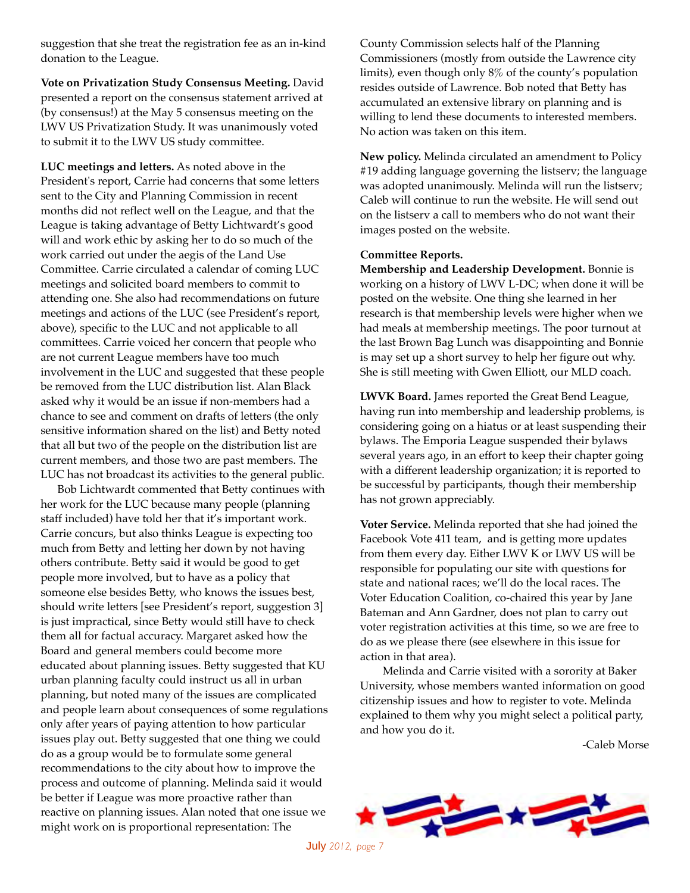suggestion that she treat the registration fee as an in-kind donation to the League.

**Vote on Privatization Study Consensus Meeting.** David presented a report on the consensus statement arrived at (by consensus!) at the May 5 consensus meeting on the LWV US Privatization Study. It was unanimously voted to submit it to the LWV US study committee.

**LUC meetings and letters.** As noted above in the President's report, Carrie had concerns that some letters sent to the City and Planning Commission in recent months did not reflect well on the League, and that the League is taking advantage of Betty Lichtwardt's good will and work ethic by asking her to do so much of the work carried out under the aegis of the Land Use Committee. Carrie circulated a calendar of coming LUC meetings and solicited board members to commit to attending one. She also had recommendations on future meetings and actions of the LUC (see President's report, above), specific to the LUC and not applicable to all committees. Carrie voiced her concern that people who are not current League members have too much involvement in the LUC and suggested that these people be removed from the LUC distribution list. Alan Black asked why it would be an issue if non-members had a chance to see and comment on drafts of letters (the only sensitive information shared on the list) and Betty noted that all but two of the people on the distribution list are current members, and those two are past members. The LUC has not broadcast its activities to the general public.

Bob Lichtwardt commented that Betty continues with her work for the LUC because many people (planning staff included) have told her that it's important work. Carrie concurs, but also thinks League is expecting too much from Betty and letting her down by not having others contribute. Betty said it would be good to get people more involved, but to have as a policy that someone else besides Betty, who knows the issues best, should write letters [see President's report, suggestion 3] is just impractical, since Betty would still have to check them all for factual accuracy. Margaret asked how the Board and general members could become more educated about planning issues. Betty suggested that KU urban planning faculty could instruct us all in urban planning, but noted many of the issues are complicated and people learn about consequences of some regulations only after years of paying attention to how particular issues play out. Betty suggested that one thing we could do as a group would be to formulate some general recommendations to the city about how to improve the process and outcome of planning. Melinda said it would be better if League was more proactive rather than reactive on planning issues. Alan noted that one issue we might work on is proportional representation: The County Commission selects half of the Planning Commissioners (mostly from outside the Lawrence city limits), even though only 8% of the county's population resides outside of Lawrence. Bob noted that Betty has accumulated an extensive library on planning and is willing to lend these documents to interested members. No action was taken on this item.

**New policy.** Melinda circulated an amendment to Policy #19 adding language governing the listserv; the language was adopted unanimously. Melinda will run the listserv; Caleb will continue to run the website. He will send out on the listserv a call to members who do not want their images posted on the website.

**Committee Reports.**

**Membership and Leadership Development.** Bonnie is working on a history of LWV L-DC; when done it will be posted on the website. One thing she learned in her research is that membership levels were higher when we had meals at membership meetings. The poor turnout at the last Brown Bag Lunch was disappointing and Bonnie is may set up a short survey to help her figure out why. She is still meeting with Gwen Elliott, our MLD coach.

**LWVK Board.** James reported the Great Bend League, having run into membership and leadership problems, is considering going on a hiatus or at least suspending their bylaws. The Emporia League suspended their bylaws several years ago, in an effort to keep their chapter going with a different leadership organization; it is reported to be successful by participants, though their membership has not grown appreciably.

**Voter Service.** Melinda reported that she had joined the Facebook Vote 411 team, and is getting more updates from them every day. Either LWV K or LWV US will be responsible for populating our site with questions for state and national races; we'll do the local races. The Voter Education Coalition, co-chaired this year by Jane Bateman and Ann Gardner, does not plan to carry out voter registration activities at this time, so we are free to do as we please there (see elsewhere in this issue for action in that area).

Melinda and Carrie visited with a sorority at Baker University, whose members wanted information on good citizenship issues and how to register to vote. Melinda explained to them why you might select a political party, and how you do it.

-Caleb Morse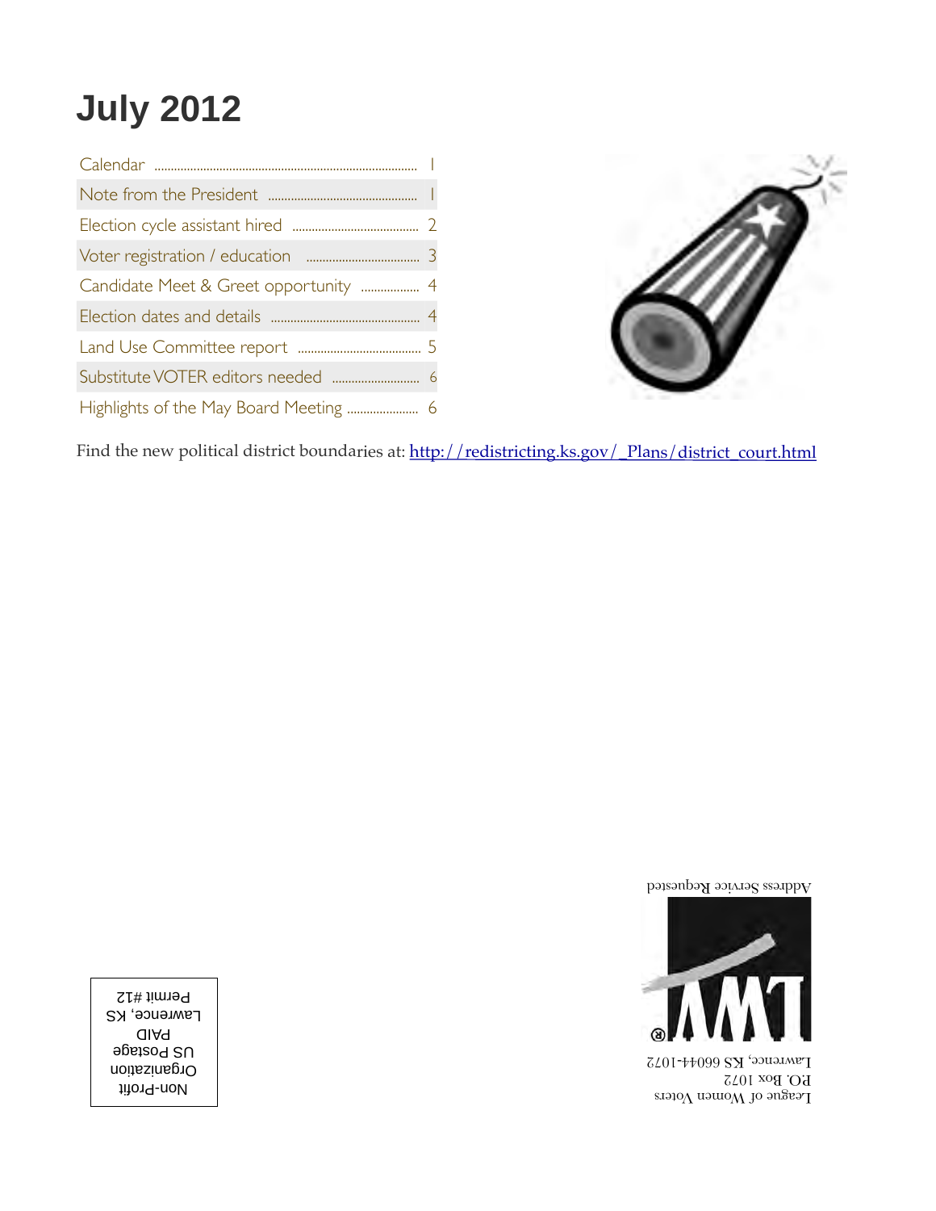# July 2012

| | |
|---|---|
| Calendar | 1 |
| Note from the President | 1 |
| Election cycle assistant hired | 2 |
| Voter registration / education | 3 |
| Candidate Meet & Greet opportunity | 4 |
| Election dates and details | 4 |
| Land Use Committee report | 5 |
| Substitute VOTER editors needed | 6 |
| Highlights of the May Board Meeting | 6 |

Find the new political district boundaries at: http://redistricting.ks.gov/_Plans/district_court.html

Address Service Requested

League of Women Voters
P.O. Box 1072
Lawrence, KS 66044-1072

Non-Profit
Organization
US Postage
PAID
Lawrence, KS
Permit #12